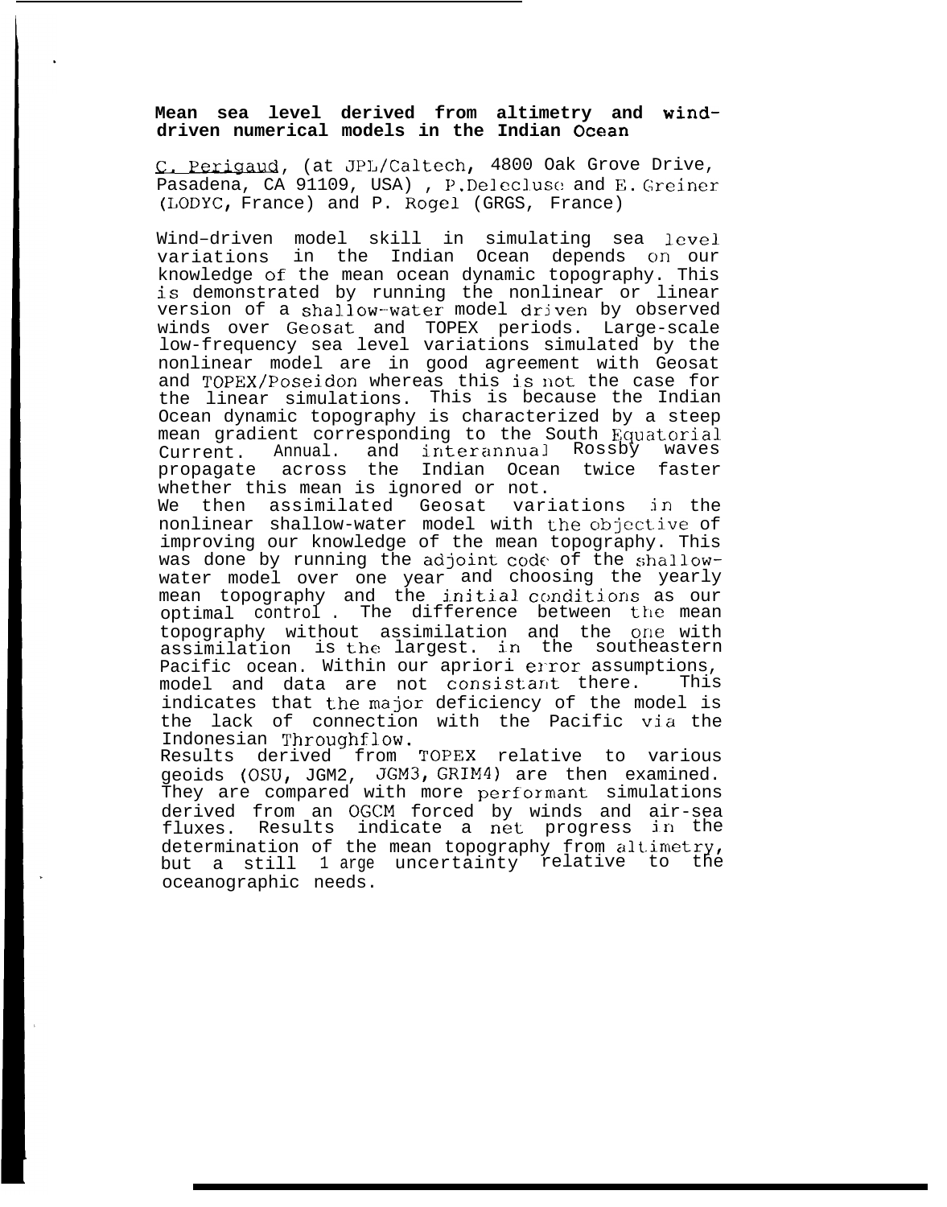**Mean sea level derived from altimetry and wind-driven numerical models in the Indian Ocean**

C. Perigaud, (at JPL/Caltech, 4800 Oak Grove Drive, Pasadena, CA 91109, USA) , P.Delecluse and E. Greiner (LODYC, France) and P. Rogel (GRGS, France)

Wind-driven model skill in simulating sea level variations in the Indian Ocean depends on our knowledge of the mean ocean dynamic topography. This is demonstrated by running the nonlinear or linear version of a shallow-water model driven by observed winds over Geosat and TOPEX periods. Large-scale low-frequency sea level variations simulated by the nonlinear model are in good agreement with Geosat and TOPEX/Poseidon whereas this is not the case for the linear simulations. This is because the Indian Ocean dynamic topography is characterized by a steep mean gradient corresponding to the South Equatorial Current. Annual. and interannual Rossby waves propagate across the Indian Ocean twice faster whether this mean is ignored or not.

We then assimilated Geosat variations in the nonlinear shallow-water model with the objective of improving our knowledge of the mean topography. This was done by running the adjoint code of the shallow-water model over one year and choosing the yearly mean topography and the initial conditions as our optimal control . The difference between the mean topography without assimilation and the one with assimilation is the largest. in the southeastern Pacific ocean. Within our apriori error assumptions, model and data are not consistant there. This indicates that the major deficiency of the model is the lack of connection with the Pacific via the Indonesian Throughflow.

Results derived from TOPEX relative to various geoids (OSU, JGM2, JGM3, GRIM4) are then examined. They are compared with more performant simulations derived from an OGCM forced by winds and air-sea fluxes. Results indicate a net progress in the determination of the mean topography from altimetry, but a still large uncertainty relative to the oceanographic needs.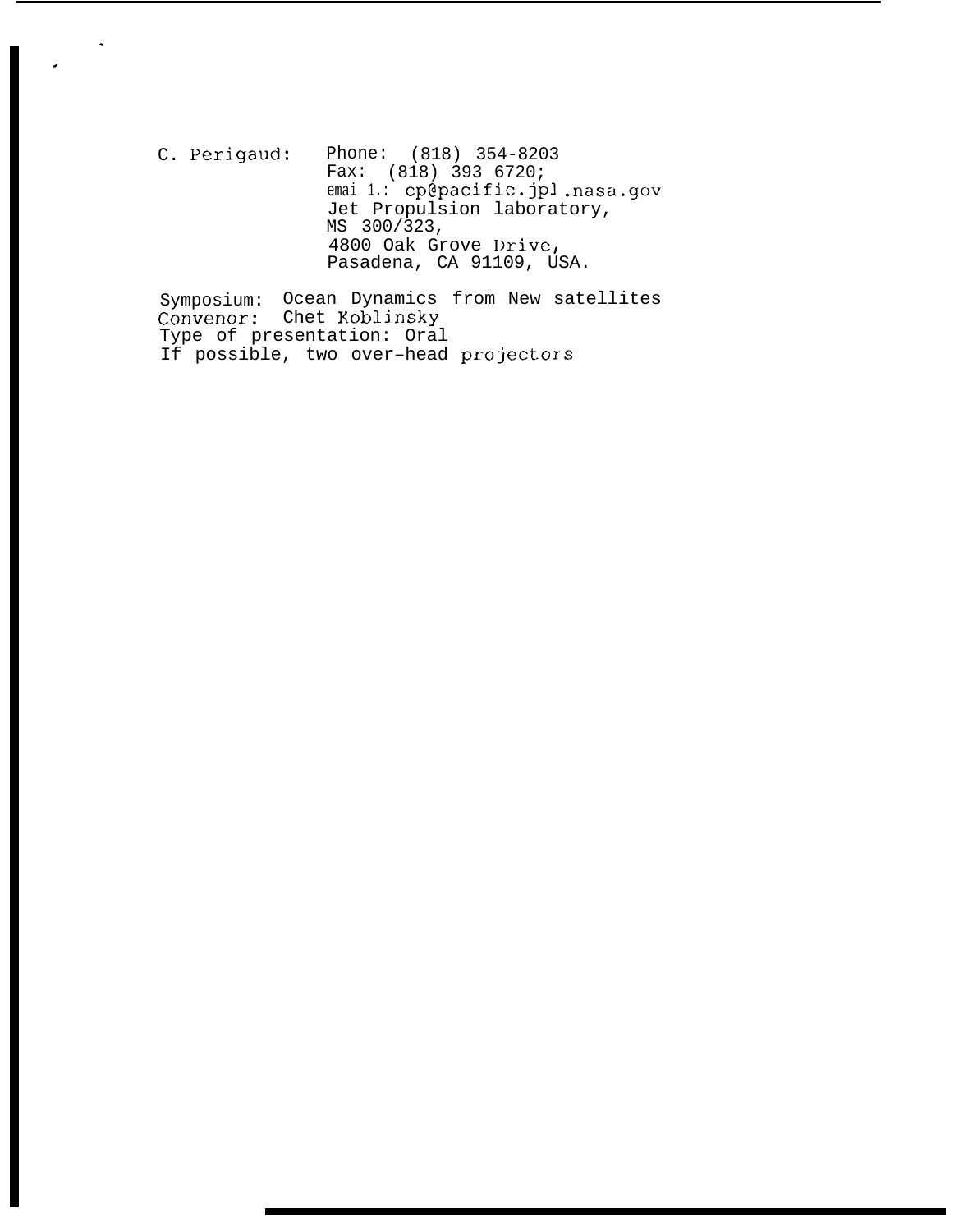C. Perigaud: Phone: (818) 354-8203
Fax: (818) 393 6720;
email: cp@pacific.jpl.nasa.gov
Jet Propulsion laboratory,
MS 300/323,
4800 Oak Grove Drive,
Pasadena, CA 91109, USA.

Symposium: Ocean Dynamics from New satellites
Convenor: Chet Koblinsky
Type of presentation: Oral
If possible, two over-head projectors